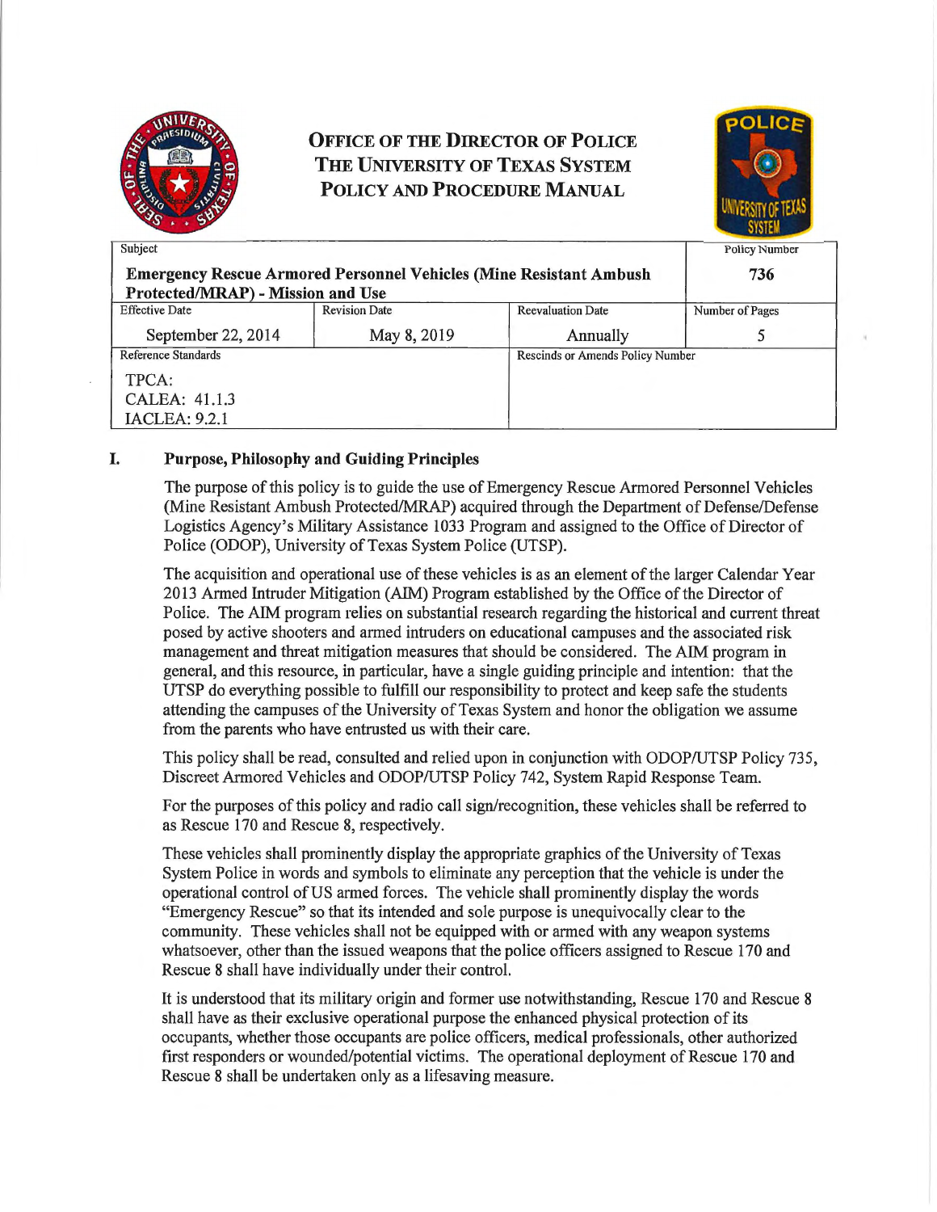# Office of the Director of Police
# The University of Texas System
# Policy and Procedure Manual

| Subject | | | Policy Number |
|---|---|---|---|
| **Emergency Rescue Armored Personnel Vehicles (Mine Resistant Ambush Protected/MRAP) - Mission and Use** | | | **736** |
| Effective Date | Revision Date | Reevaluation Date | Number of Pages |
| September 22, 2014 | May 8, 2019 | Annually | 5 |
| Reference Standards | | Rescinds or Amends Policy Number | |
| TPCA:<br>CALEA: 41.1.3<br>IACLEA: 9.2.1 | | | |

## I. Purpose, Philosophy and Guiding Principles

The purpose of this policy is to guide the use of Emergency Rescue Armored Personnel Vehicles (Mine Resistant Ambush Protected/MRAP) acquired through the Department of Defense/Defense Logistics Agency's Military Assistance 1033 Program and assigned to the Office of Director of Police (ODOP), University of Texas System Police (UTSP).

The acquisition and operational use of these vehicles is as an element of the larger Calendar Year 2013 Armed Intruder Mitigation (AIM) Program established by the Office of the Director of Police. The AIM program relies on substantial research regarding the historical and current threat posed by active shooters and armed intruders on educational campuses and the associated risk management and threat mitigation measures that should be considered. The AIM program in general, and this resource, in particular, have a single guiding principle and intention: that the UTSP do everything possible to fulfill our responsibility to protect and keep safe the students attending the campuses of the University of Texas System and honor the obligation we assume from the parents who have entrusted us with their care.

This policy shall be read, consulted and relied upon in conjunction with ODOP/UTSP Policy 735, Discreet Armored Vehicles and ODOP/UTSP Policy 742, System Rapid Response Team.

For the purposes of this policy and radio call sign/recognition, these vehicles shall be referred to as Rescue 170 and Rescue 8, respectively.

These vehicles shall prominently display the appropriate graphics of the University of Texas System Police in words and symbols to eliminate any perception that the vehicle is under the operational control of US armed forces. The vehicle shall prominently display the words "Emergency Rescue" so that its intended and sole purpose is unequivocally clear to the community. These vehicles shall not be equipped with or armed with any weapon systems whatsoever, other than the issued weapons that the police officers assigned to Rescue 170 and Rescue 8 shall have individually under their control.

It is understood that its military origin and former use notwithstanding, Rescue 170 and Rescue 8 shall have as their exclusive operational purpose the enhanced physical protection of its occupants, whether those occupants are police officers, medical professionals, other authorized first responders or wounded/potential victims. The operational deployment of Rescue 170 and Rescue 8 shall be undertaken only as a lifesaving measure.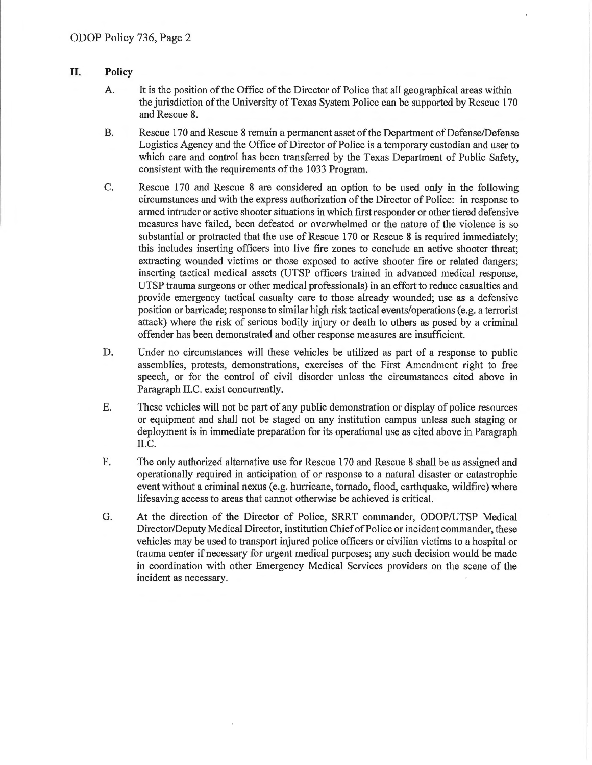## II. Policy

A. It is the position of the Office of the Director of Police that all geographical areas within the jurisdiction of the University of Texas System Police can be supported by Rescue 170 and Rescue 8.

B. Rescue 170 and Rescue 8 remain a permanent asset of the Department of Defense/Defense Logistics Agency and the Office of Director of Police is a temporary custodian and user to which care and control has been transferred by the Texas Department of Public Safety, consistent with the requirements of the 1033 Program.

C. Rescue 170 and Rescue 8 are considered an option to be used only in the following circumstances and with the express authorization of the Director of Police: in response to armed intruder or active shooter situations in which first responder or other tiered defensive measures have failed, been defeated or overwhelmed or the nature of the violence is so substantial or protracted that the use of Rescue 170 or Rescue 8 is required immediately; this includes inserting officers into live fire zones to conclude an active shooter threat; extracting wounded victims or those exposed to active shooter fire or related dangers; inserting tactical medical assets (UTSP officers trained in advanced medical response, UTSP trauma surgeons or other medical professionals) in an effort to reduce casualties and provide emergency tactical casualty care to those already wounded; use as a defensive position or barricade; response to similar high risk tactical events/operations (e.g. a terrorist attack) where the risk of serious bodily injury or death to others as posed by a criminal offender has been demonstrated and other response measures are insufficient.

D. Under no circumstances will these vehicles be utilized as part of a response to public assemblies, protests, demonstrations, exercises of the First Amendment right to free speech, or for the control of civil disorder unless the circumstances cited above in Paragraph II.C. exist concurrently.

E. These vehicles will not be part of any public demonstration or display of police resources or equipment and shall not be staged on any institution campus unless such staging or deployment is in immediate preparation for its operational use as cited above in Paragraph II.C.

F. The only authorized alternative use for Rescue 170 and Rescue 8 shall be as assigned and operationally required in anticipation of or response to a natural disaster or catastrophic event without a criminal nexus (e.g. hurricane, tornado, flood, earthquake, wildfire) where lifesaving access to areas that cannot otherwise be achieved is critical.

G. At the direction of the Director of Police, SRRT commander, ODOP/UTSP Medical Director/Deputy Medical Director, institution Chief of Police or incident commander, these vehicles may be used to transport injured police officers or civilian victims to a hospital or trauma center if necessary for urgent medical purposes; any such decision would be made in coordination with other Emergency Medical Services providers on the scene of the incident as necessary.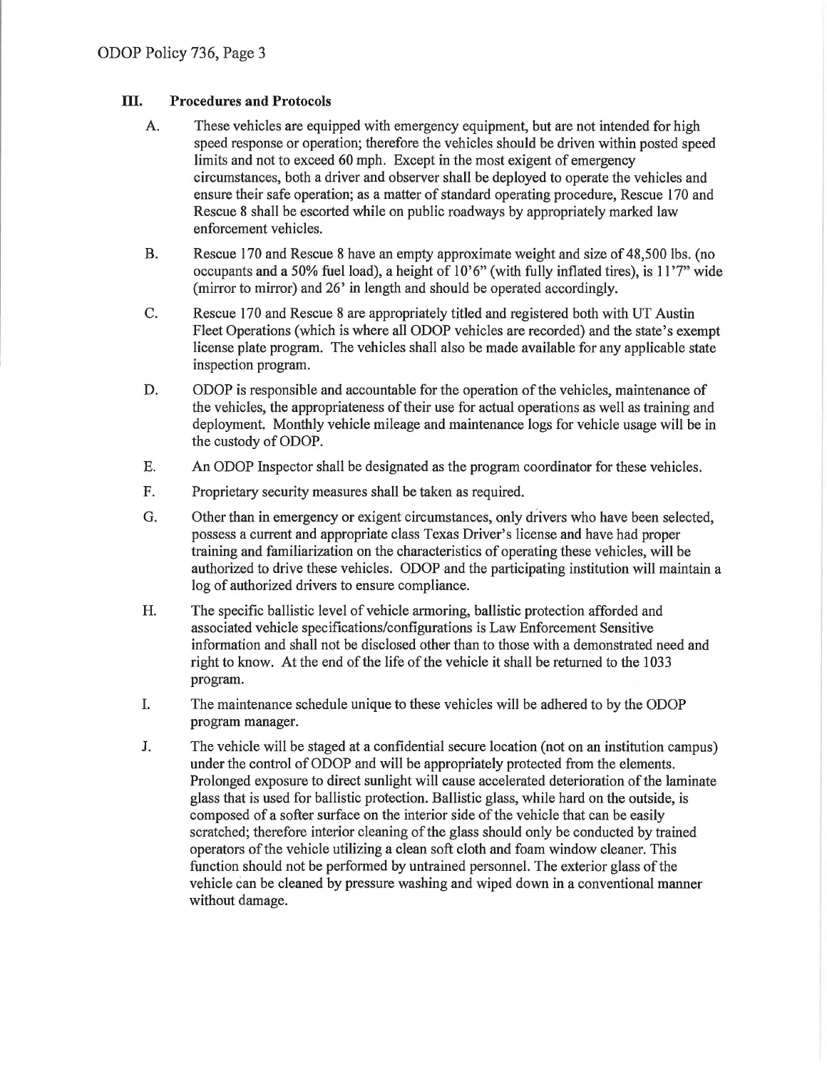## III. Procedures and Protocols

A. These vehicles are equipped with emergency equipment, but are not intended for high speed response or operation; therefore the vehicles should be driven within posted speed limits and not to exceed 60 mph. Except in the most exigent of emergency circumstances, both a driver and observer shall be deployed to operate the vehicles and ensure their safe operation; as a matter of standard operating procedure, Rescue 170 and Rescue 8 shall be escorted while on public roadways by appropriately marked law enforcement vehicles.

B. Rescue 170 and Rescue 8 have an empty approximate weight and size of 48,500 lbs. (no occupants and a 50% fuel load), a height of 10'6" (with fully inflated tires), is 11'7" wide (mirror to mirror) and 26' in length and should be operated accordingly.

C. Rescue 170 and Rescue 8 are appropriately titled and registered both with UT Austin Fleet Operations (which is where all ODOP vehicles are recorded) and the state's exempt license plate program. The vehicles shall also be made available for any applicable state inspection program.

D. ODOP is responsible and accountable for the operation of the vehicles, maintenance of the vehicles, the appropriateness of their use for actual operations as well as training and deployment. Monthly vehicle mileage and maintenance logs for vehicle usage will be in the custody of ODOP.

E. An ODOP Inspector shall be designated as the program coordinator for these vehicles.

F. Proprietary security measures shall be taken as required.

G. Other than in emergency or exigent circumstances, only drivers who have been selected, possess a current and appropriate class Texas Driver's license and have had proper training and familiarization on the characteristics of operating these vehicles, will be authorized to drive these vehicles. ODOP and the participating institution will maintain a log of authorized drivers to ensure compliance.

H. The specific ballistic level of vehicle armoring, ballistic protection afforded and associated vehicle specifications/configurations is Law Enforcement Sensitive information and shall not be disclosed other than to those with a demonstrated need and right to know. At the end of the life of the vehicle it shall be returned to the 1033 program.

I. The maintenance schedule unique to these vehicles will be adhered to by the ODOP program manager.

J. The vehicle will be staged at a confidential secure location (not on an institution campus) under the control of ODOP and will be appropriately protected from the elements. Prolonged exposure to direct sunlight will cause accelerated deterioration of the laminate glass that is used for ballistic protection. Ballistic glass, while hard on the outside, is composed of a softer surface on the interior side of the vehicle that can be easily scratched; therefore interior cleaning of the glass should only be conducted by trained operators of the vehicle utilizing a clean soft cloth and foam window cleaner. This function should not be performed by untrained personnel. The exterior glass of the vehicle can be cleaned by pressure washing and wiped down in a conventional manner without damage.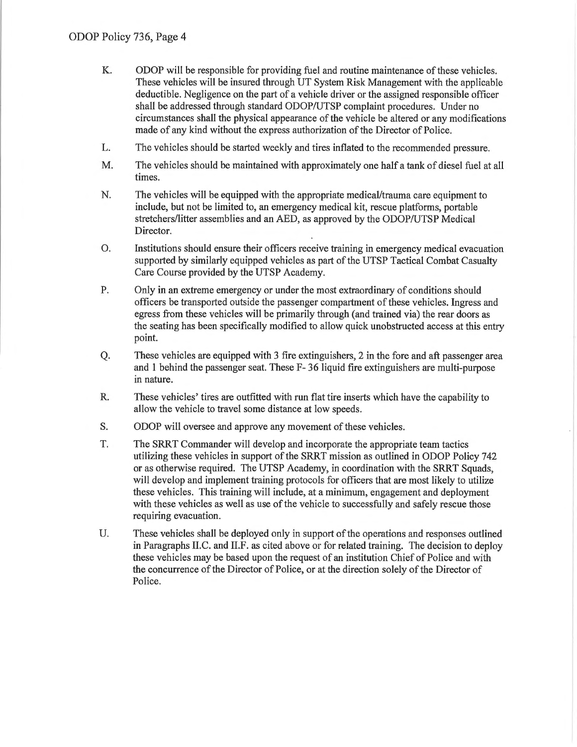K. ODOP will be responsible for providing fuel and routine maintenance of these vehicles. These vehicles will be insured through UT System Risk Management with the applicable deductible. Negligence on the part of a vehicle driver or the assigned responsible officer shall be addressed through standard ODOP/UTSP complaint procedures. Under no circumstances shall the physical appearance of the vehicle be altered or any modifications made of any kind without the express authorization of the Director of Police.

L. The vehicles should be started weekly and tires inflated to the recommended pressure.

M. The vehicles should be maintained with approximately one half a tank of diesel fuel at all times.

N. The vehicles will be equipped with the appropriate medical/trauma care equipment to include, but not be limited to, an emergency medical kit, rescue platforms, portable stretchers/litter assemblies and an AED, as approved by the ODOP/UTSP Medical Director.

O. Institutions should ensure their officers receive training in emergency medical evacuation supported by similarly equipped vehicles as part of the UTSP Tactical Combat Casualty Care Course provided by the UTSP Academy.

P. Only in an extreme emergency or under the most extraordinary of conditions should officers be transported outside the passenger compartment of these vehicles. Ingress and egress from these vehicles will be primarily through (and trained via) the rear doors as the seating has been specifically modified to allow quick unobstructed access at this entry point.

Q. These vehicles are equipped with 3 fire extinguishers, 2 in the fore and aft passenger area and 1 behind the passenger seat. These F- 36 liquid fire extinguishers are multi-purpose in nature.

R. These vehicles' tires are outfitted with run flat tire inserts which have the capability to allow the vehicle to travel some distance at low speeds.

S. ODOP will oversee and approve any movement of these vehicles.

T. The SRRT Commander will develop and incorporate the appropriate team tactics utilizing these vehicles in support of the SRRT mission as outlined in ODOP Policy 742 or as otherwise required. The UTSP Academy, in coordination with the SRRT Squads, will develop and implement training protocols for officers that are most likely to utilize these vehicles. This training will include, at a minimum, engagement and deployment with these vehicles as well as use of the vehicle to successfully and safely rescue those requiring evacuation.

U. These vehicles shall be deployed only in support of the operations and responses outlined in Paragraphs II.C. and II.F. as cited above or for related training. The decision to deploy these vehicles may be based upon the request of an institution Chief of Police and with the concurrence of the Director of Police, or at the direction solely of the Director of Police.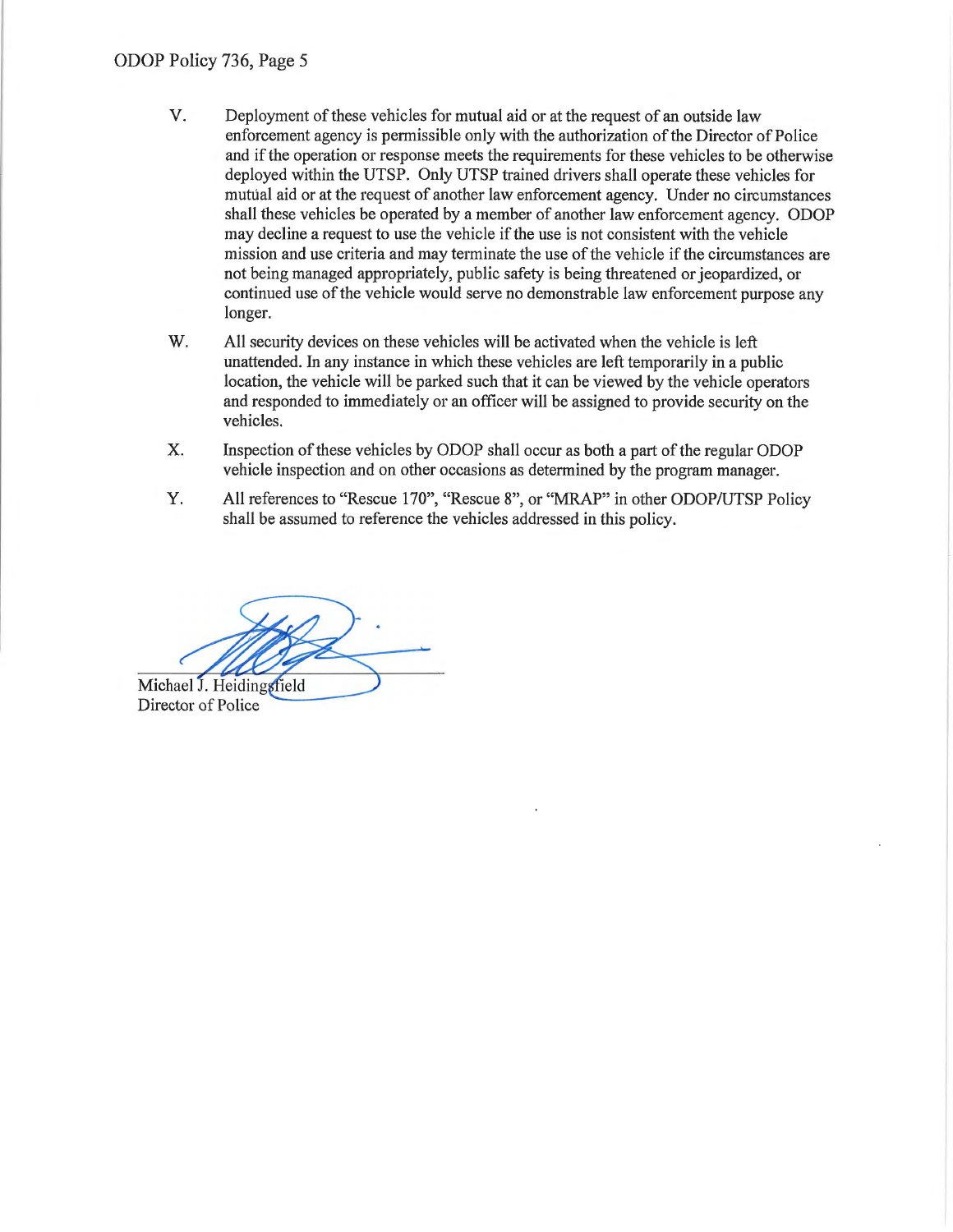V. Deployment of these vehicles for mutual aid or at the request of an outside law enforcement agency is permissible only with the authorization of the Director of Police and if the operation or response meets the requirements for these vehicles to be otherwise deployed within the UTSP. Only UTSP trained drivers shall operate these vehicles for mutual aid or at the request of another law enforcement agency. Under no circumstances shall these vehicles be operated by a member of another law enforcement agency. ODOP may decline a request to use the vehicle if the use is not consistent with the vehicle mission and use criteria and may terminate the use of the vehicle if the circumstances are not being managed appropriately, public safety is being threatened or jeopardized, or continued use of the vehicle would serve no demonstrable law enforcement purpose any longer.

W. All security devices on these vehicles will be activated when the vehicle is left unattended. In any instance in which these vehicles are left temporarily in a public location, the vehicle will be parked such that it can be viewed by the vehicle operators and responded to immediately or an officer will be assigned to provide security on the vehicles.

X. Inspection of these vehicles by ODOP shall occur as both a part of the regular ODOP vehicle inspection and on other occasions as determined by the program manager.

Y. All references to "Rescue 170", "Rescue 8", or "MRAP" in other ODOP/UTSP Policy shall be assumed to reference the vehicles addressed in this policy.

Michael J. Heidingsfield
Director of Police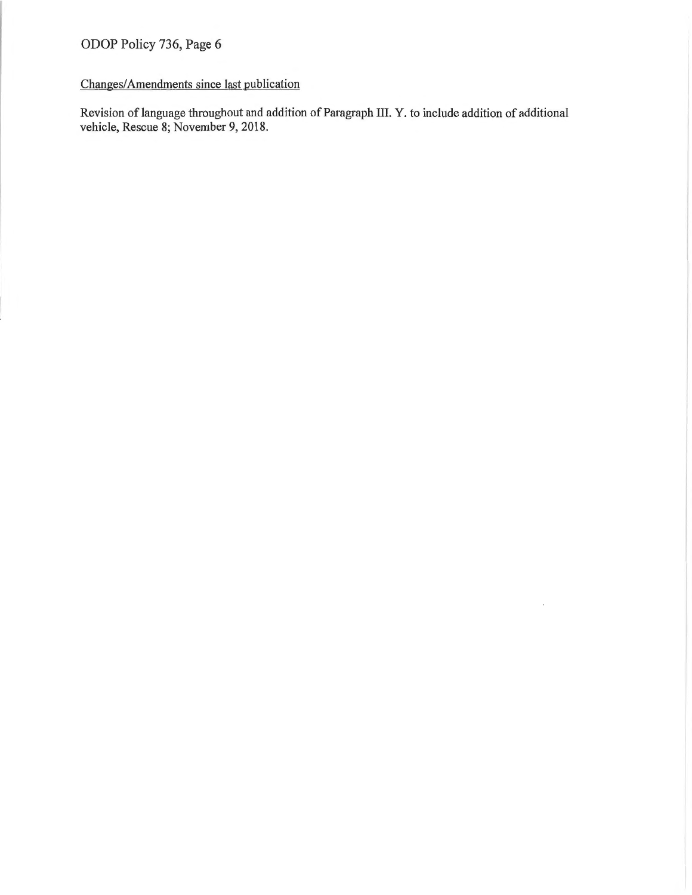Changes/Amendments since last publication

Revision of language throughout and addition of Paragraph III. Y. to include addition of additional vehicle, Rescue 8; November 9, 2018.